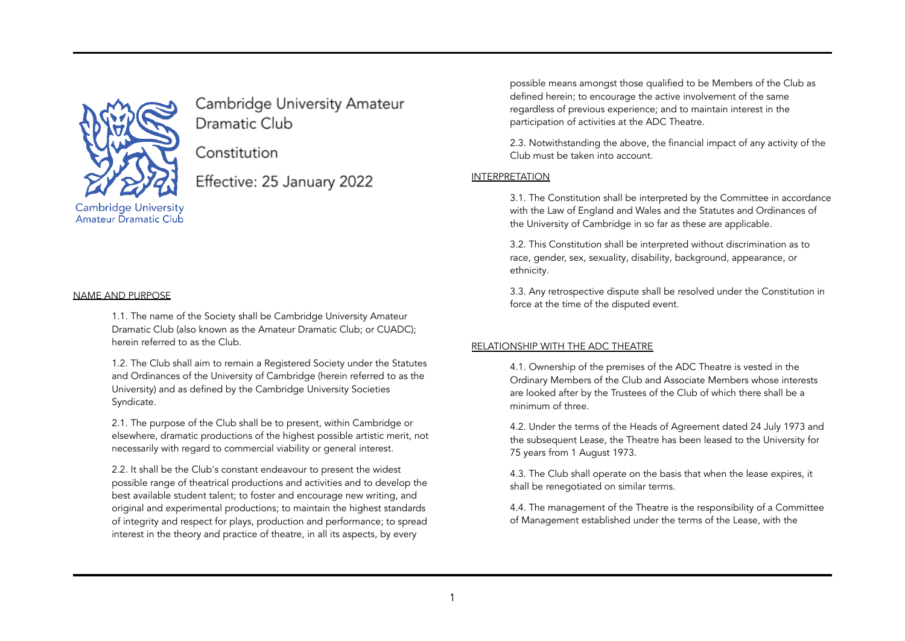# Cambridge University Amateur Dramatic Club

Constitution

Effective: 25 January 2022

## NAME AND PURPOSE

1.1. The name of the Society shall be Cambridge University Amateur Dramatic Club (also known as the Amateur Dramatic Club; or CUADC); herein referred to as the Club.

1.2. The Club shall aim to remain a Registered Society under the Statutes and Ordinances of the University of Cambridge (herein referred to as the University) and as defined by the Cambridge University Societies Syndicate.

2.1. The purpose of the Club shall be to present, within Cambridge or elsewhere, dramatic productions of the highest possible artistic merit, not necessarily with regard to commercial viability or general interest.

2.2. It shall be the Club's constant endeavour to present the widest possible range of theatrical productions and activities and to develop the best available student talent; to foster and encourage new writing, and original and experimental productions; to maintain the highest standards of integrity and respect for plays, production and performance; to spread interest in the theory and practice of theatre, in all its aspects, by every possible means amongst those qualified to be Members of the Club as defined herein; to encourage the active involvement of the same regardless of previous experience; and to maintain interest in the participation of activities at the ADC Theatre.

2.3. Notwithstanding the above, the financial impact of any activity of the Club must be taken into account.

## INTERPRETATION

3.1. The Constitution shall be interpreted by the Committee in accordance with the Law of England and Wales and the Statutes and Ordinances of the University of Cambridge in so far as these are applicable.

3.2. This Constitution shall be interpreted without discrimination as to race, gender, sex, sexuality, disability, background, appearance, or ethnicity.

3.3. Any retrospective dispute shall be resolved under the Constitution in force at the time of the disputed event.

## RELATIONSHIP WITH THE ADC THEATRE

4.1. Ownership of the premises of the ADC Theatre is vested in the Ordinary Members of the Club and Associate Members whose interests are looked after by the Trustees of the Club of which there shall be a minimum of three.

4.2. Under the terms of the Heads of Agreement dated 24 July 1973 and the subsequent Lease, the Theatre has been leased to the University for 75 years from 1 August 1973.

4.3. The Club shall operate on the basis that when the lease expires, it shall be renegotiated on similar terms.

4.4. The management of the Theatre is the responsibility of a Committee of Management established under the terms of the Lease, with the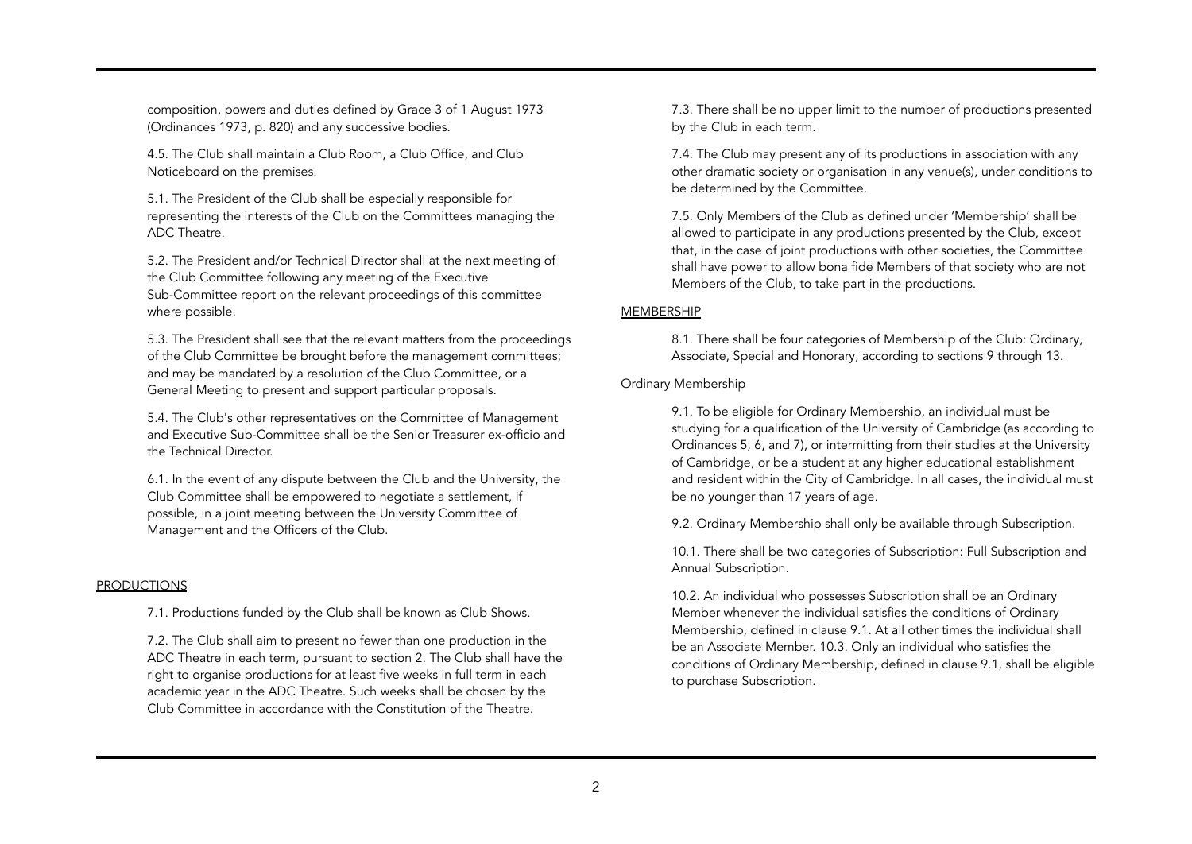composition, powers and duties defined by Grace 3 of 1 August 1973 (Ordinances 1973, p. 820) and any successive bodies.

4.5. The Club shall maintain a Club Room, a Club Office, and Club Noticeboard on the premises.

5.1. The President of the Club shall be especially responsible for representing the interests of the Club on the Committees managing the ADC Theatre.

5.2. The President and/or Technical Director shall at the next meeting of the Club Committee following any meeting of the Executive Sub-Committee report on the relevant proceedings of this committee where possible.

5.3. The President shall see that the relevant matters from the proceedings of the Club Committee be brought before the management committees; and may be mandated by a resolution of the Club Committee, or a General Meeting to present and support particular proposals.

5.4. The Club's other representatives on the Committee of Management and Executive Sub-Committee shall be the Senior Treasurer ex-officio and the Technical Director.

6.1. In the event of any dispute between the Club and the University, the Club Committee shall be empowered to negotiate a settlement, if possible, in a joint meeting between the University Committee of Management and the Officers of the Club.

## PRODUCTIONS

7.1. Productions funded by the Club shall be known as Club Shows.

7.2. The Club shall aim to present no fewer than one production in the ADC Theatre in each term, pursuant to section 2. The Club shall have the right to organise productions for at least five weeks in full term in each academic year in the ADC Theatre. Such weeks shall be chosen by the Club Committee in accordance with the Constitution of the Theatre.

7.3. There shall be no upper limit to the number of productions presented by the Club in each term.

7.4. The Club may present any of its productions in association with any other dramatic society or organisation in any venue(s), under conditions to be determined by the Committee.

7.5. Only Members of the Club as defined under 'Membership' shall be allowed to participate in any productions presented by the Club, except that, in the case of joint productions with other societies, the Committee shall have power to allow bona fide Members of that society who are not Members of the Club, to take part in the productions.

## MEMBERSHIP

8.1. There shall be four categories of Membership of the Club: Ordinary, Associate, Special and Honorary, according to sections 9 through 13.

### Ordinary Membership

9.1. To be eligible for Ordinary Membership, an individual must be studying for a qualification of the University of Cambridge (as according to Ordinances 5, 6, and 7), or intermitting from their studies at the University of Cambridge, or be a student at any higher educational establishment and resident within the City of Cambridge. In all cases, the individual must be no younger than 17 years of age.

9.2. Ordinary Membership shall only be available through Subscription.

10.1. There shall be two categories of Subscription: Full Subscription and Annual Subscription.

10.2. An individual who possesses Subscription shall be an Ordinary Member whenever the individual satisfies the conditions of Ordinary Membership, defined in clause 9.1. At all other times the individual shall be an Associate Member. 10.3. Only an individual who satisfies the conditions of Ordinary Membership, defined in clause 9.1, shall be eligible to purchase Subscription.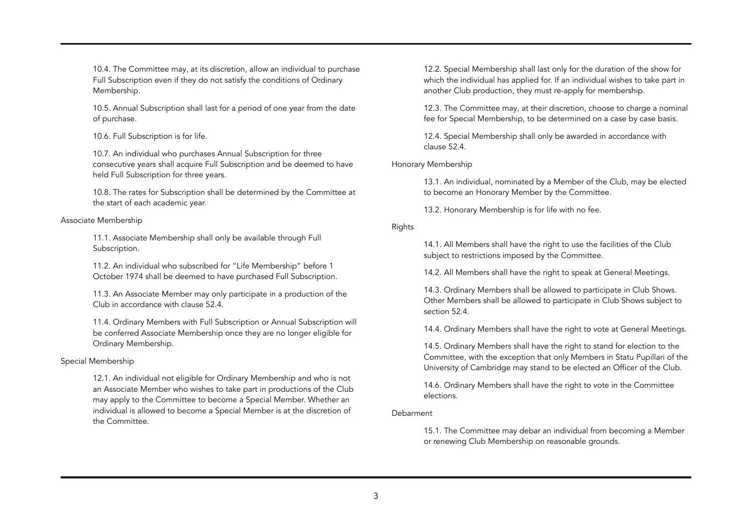10.4. The Committee may, at its discretion, allow an individual to purchase Full Subscription even if they do not satisfy the conditions of Ordinary Membership.

10.5. Annual Subscription shall last for a period of one year from the date of purchase.

10.6. Full Subscription is for life.

10.7. An individual who purchases Annual Subscription for three consecutive years shall acquire Full Subscription and be deemed to have held Full Subscription for three years.

10.8. The rates for Subscription shall be determined by the Committee at the start of each academic year.

### Associate Membership

11.1. Associate Membership shall only be available through Full Subscription.

11.2. An individual who subscribed for "Life Membership" before 1 October 1974 shall be deemed to have purchased Full Subscription.

11.3. An Associate Member may only participate in a production of the Club in accordance with clause 52.4.

11.4. Ordinary Members with Full Subscription or Annual Subscription will be conferred Associate Membership once they are no longer eligible for Ordinary Membership.

### Special Membership

12.1. An individual not eligible for Ordinary Membership and who is not an Associate Member who wishes to take part in productions of the Club may apply to the Committee to become a Special Member. Whether an individual is allowed to become a Special Member is at the discretion of the Committee.

12.2. Special Membership shall last only for the duration of the show for which the individual has applied for. If an individual wishes to take part in another Club production, they must re-apply for membership.

12.3. The Committee may, at their discretion, choose to charge a nominal fee for Special Membership, to be determined on a case by case basis.

12.4. Special Membership shall only be awarded in accordance with clause 52.4.

### Honorary Membership

13.1. An individual, nominated by a Member of the Club, may be elected to become an Honorary Member by the Committee.

13.2. Honorary Membership is for life with no fee.

### Rights

14.1. All Members shall have the right to use the facilities of the Club subject to restrictions imposed by the Committee.

14.2. All Members shall have the right to speak at General Meetings.

14.3. Ordinary Members shall be allowed to participate in Club Shows. Other Members shall be allowed to participate in Club Shows subject to section 52.4.

14.4. Ordinary Members shall have the right to vote at General Meetings.

14.5. Ordinary Members shall have the right to stand for election to the Committee, with the exception that only Members in Statu Pupillari of the University of Cambridge may stand to be elected an Officer of the Club.

14.6. Ordinary Members shall have the right to vote in the Committee elections.

### Debarment

15.1. The Committee may debar an individual from becoming a Member or renewing Club Membership on reasonable grounds.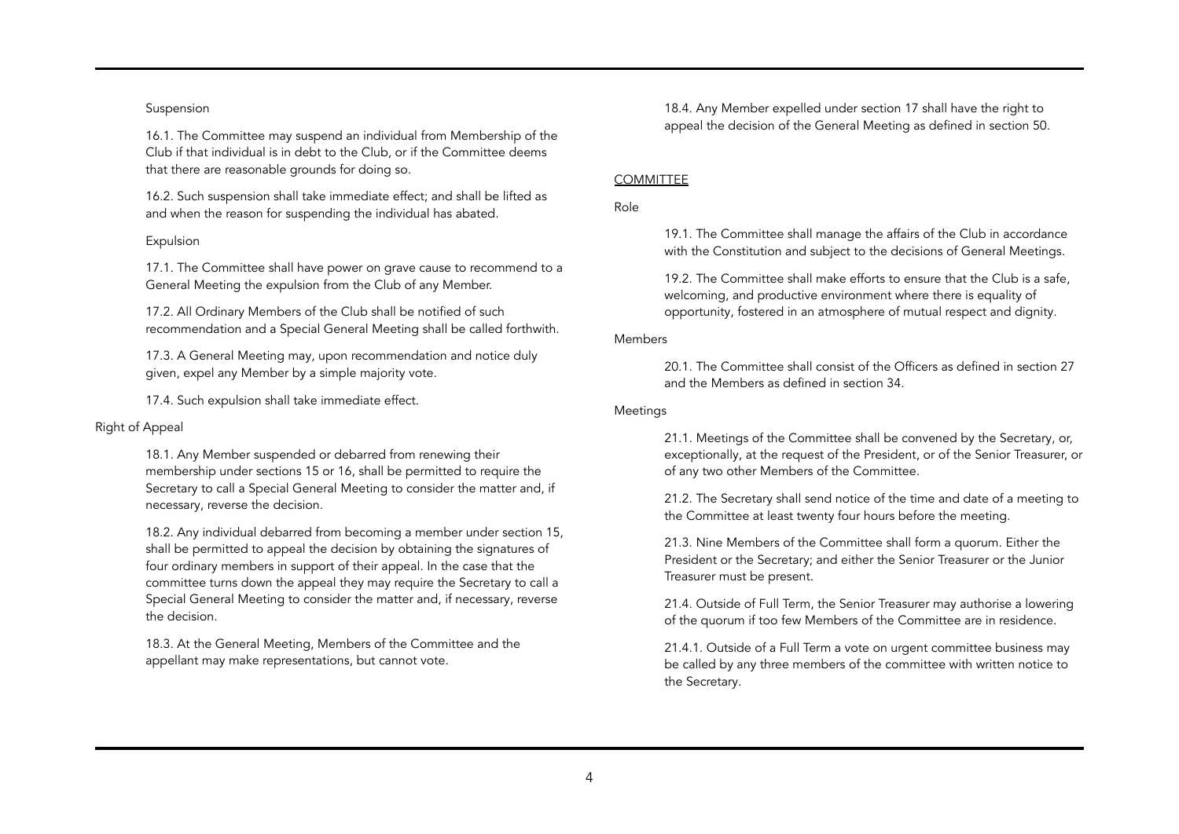### Suspension

16.1. The Committee may suspend an individual from Membership of the Club if that individual is in debt to the Club, or if the Committee deems that there are reasonable grounds for doing so.

16.2. Such suspension shall take immediate effect; and shall be lifted as and when the reason for suspending the individual has abated.

### Expulsion

17.1. The Committee shall have power on grave cause to recommend to a General Meeting the expulsion from the Club of any Member.

17.2. All Ordinary Members of the Club shall be notified of such recommendation and a Special General Meeting shall be called forthwith.

17.3. A General Meeting may, upon recommendation and notice duly given, expel any Member by a simple majority vote.

17.4. Such expulsion shall take immediate effect.

### Right of Appeal

18.1. Any Member suspended or debarred from renewing their membership under sections 15 or 16, shall be permitted to require the Secretary to call a Special General Meeting to consider the matter and, if necessary, reverse the decision.

18.2. Any individual debarred from becoming a member under section 15, shall be permitted to appeal the decision by obtaining the signatures of four ordinary members in support of their appeal. In the case that the committee turns down the appeal they may require the Secretary to call a Special General Meeting to consider the matter and, if necessary, reverse the decision.

18.3. At the General Meeting, Members of the Committee and the appellant may make representations, but cannot vote.

18.4. Any Member expelled under section 17 shall have the right to appeal the decision of the General Meeting as defined in section 50.

## COMMITTEE

### Role

19.1. The Committee shall manage the affairs of the Club in accordance with the Constitution and subject to the decisions of General Meetings.

19.2. The Committee shall make efforts to ensure that the Club is a safe, welcoming, and productive environment where there is equality of opportunity, fostered in an atmosphere of mutual respect and dignity.

### Members

20.1. The Committee shall consist of the Officers as defined in section 27 and the Members as defined in section 34.

### Meetings

21.1. Meetings of the Committee shall be convened by the Secretary, or, exceptionally, at the request of the President, or of the Senior Treasurer, or of any two other Members of the Committee.

21.2. The Secretary shall send notice of the time and date of a meeting to the Committee at least twenty four hours before the meeting.

21.3. Nine Members of the Committee shall form a quorum. Either the President or the Secretary; and either the Senior Treasurer or the Junior Treasurer must be present.

21.4. Outside of Full Term, the Senior Treasurer may authorise a lowering of the quorum if too few Members of the Committee are in residence.

21.4.1. Outside of a Full Term a vote on urgent committee business may be called by any three members of the committee with written notice to the Secretary.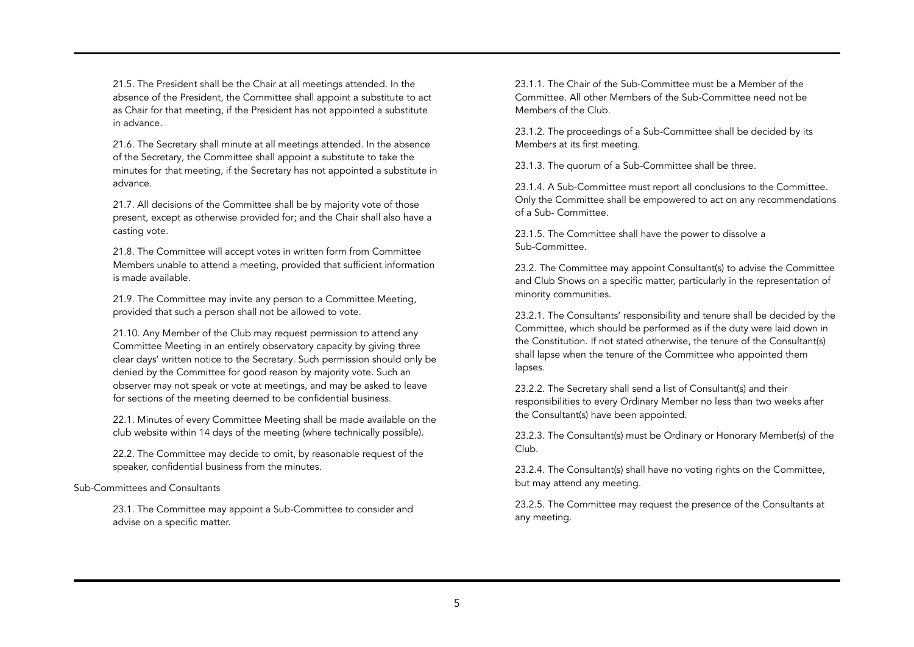21.5. The President shall be the Chair at all meetings attended. In the absence of the President, the Committee shall appoint a substitute to act as Chair for that meeting, if the President has not appointed a substitute in advance.

21.6. The Secretary shall minute at all meetings attended. In the absence of the Secretary, the Committee shall appoint a substitute to take the minutes for that meeting, if the Secretary has not appointed a substitute in advance.

21.7. All decisions of the Committee shall be by majority vote of those present, except as otherwise provided for; and the Chair shall also have a casting vote.

21.8. The Committee will accept votes in written form from Committee Members unable to attend a meeting, provided that sufficient information is made available.

21.9. The Committee may invite any person to a Committee Meeting, provided that such a person shall not be allowed to vote.

21.10. Any Member of the Club may request permission to attend any Committee Meeting in an entirely observatory capacity by giving three clear days' written notice to the Secretary. Such permission should only be denied by the Committee for good reason by majority vote. Such an observer may not speak or vote at meetings, and may be asked to leave for sections of the meeting deemed to be confidential business.

22.1. Minutes of every Committee Meeting shall be made available on the club website within 14 days of the meeting (where technically possible).

22.2. The Committee may decide to omit, by reasonable request of the speaker, confidential business from the minutes.

Sub-Committees and Consultants

23.1. The Committee may appoint a Sub-Committee to consider and advise on a specific matter.

23.1.1. The Chair of the Sub-Committee must be a Member of the Committee. All other Members of the Sub-Committee need not be Members of the Club.

23.1.2. The proceedings of a Sub-Committee shall be decided by its Members at its first meeting.

23.1.3. The quorum of a Sub-Committee shall be three.

23.1.4. A Sub-Committee must report all conclusions to the Committee. Only the Committee shall be empowered to act on any recommendations of a Sub- Committee.

23.1.5. The Committee shall have the power to dissolve a Sub-Committee.

23.2. The Committee may appoint Consultant(s) to advise the Committee and Club Shows on a specific matter, particularly in the representation of minority communities.

23.2.1. The Consultants' responsibility and tenure shall be decided by the Committee, which should be performed as if the duty were laid down in the Constitution. If not stated otherwise, the tenure of the Consultant(s) shall lapse when the tenure of the Committee who appointed them lapses.

23.2.2. The Secretary shall send a list of Consultant(s) and their responsibilities to every Ordinary Member no less than two weeks after the Consultant(s) have been appointed.

23.2.3. The Consultant(s) must be Ordinary or Honorary Member(s) of the Club.

23.2.4. The Consultant(s) shall have no voting rights on the Committee, but may attend any meeting.

23.2.5. The Committee may request the presence of the Consultants at any meeting.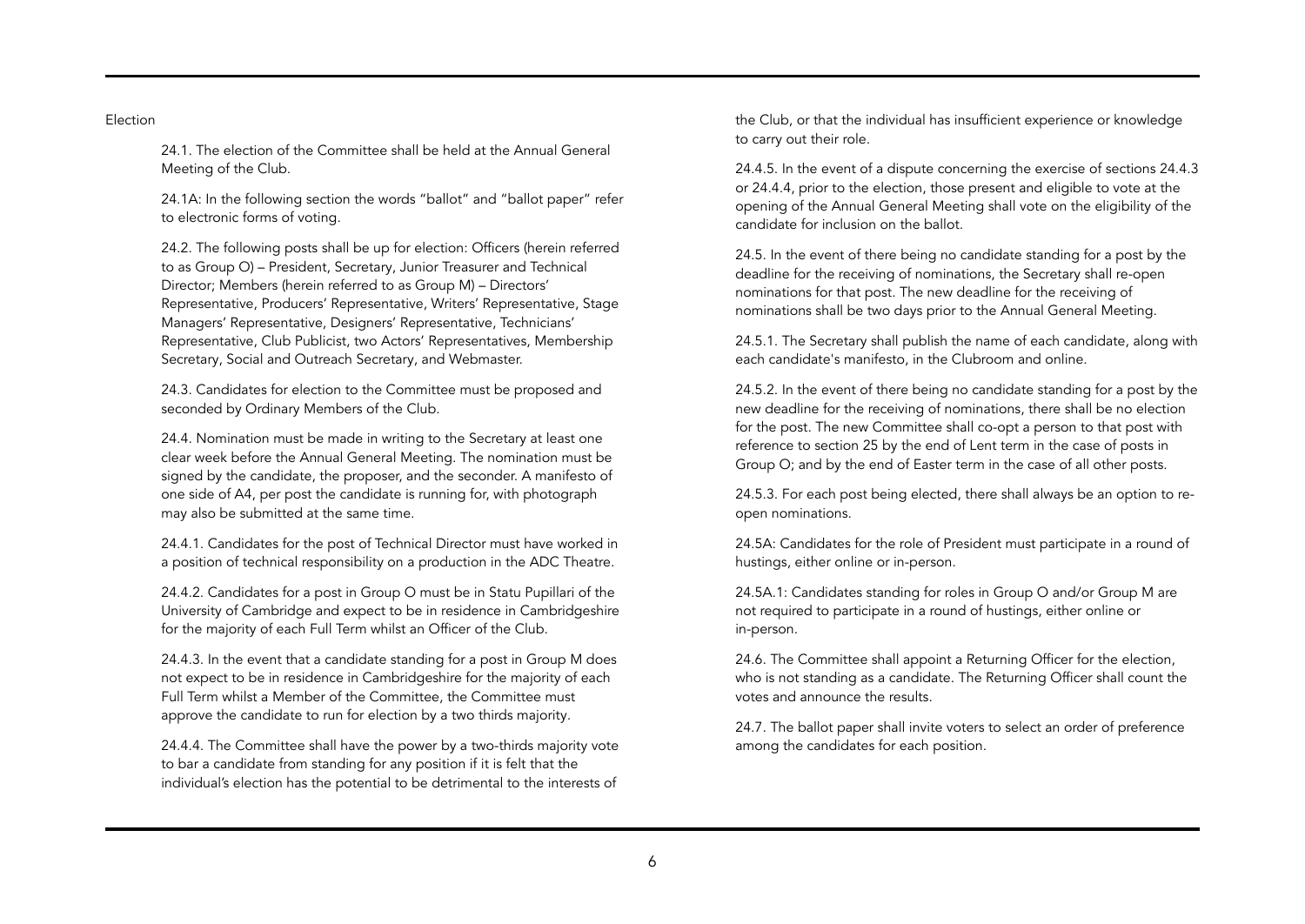Election

24.1. The election of the Committee shall be held at the Annual General Meeting of the Club.

24.1A: In the following section the words "ballot" and "ballot paper" refer to electronic forms of voting.

24.2. The following posts shall be up for election: Officers (herein referred to as Group O) – President, Secretary, Junior Treasurer and Technical Director; Members (herein referred to as Group M) – Directors' Representative, Producers' Representative, Writers' Representative, Stage Managers' Representative, Designers' Representative, Technicians' Representative, Club Publicist, two Actors' Representatives, Membership Secretary, Social and Outreach Secretary, and Webmaster.

24.3. Candidates for election to the Committee must be proposed and seconded by Ordinary Members of the Club.

24.4. Nomination must be made in writing to the Secretary at least one clear week before the Annual General Meeting. The nomination must be signed by the candidate, the proposer, and the seconder. A manifesto of one side of A4, per post the candidate is running for, with photograph may also be submitted at the same time.

24.4.1. Candidates for the post of Technical Director must have worked in a position of technical responsibility on a production in the ADC Theatre.

24.4.2. Candidates for a post in Group O must be in Statu Pupillari of the University of Cambridge and expect to be in residence in Cambridgeshire for the majority of each Full Term whilst an Officer of the Club.

24.4.3. In the event that a candidate standing for a post in Group M does not expect to be in residence in Cambridgeshire for the majority of each Full Term whilst a Member of the Committee, the Committee must approve the candidate to run for election by a two thirds majority.

24.4.4. The Committee shall have the power by a two-thirds majority vote to bar a candidate from standing for any position if it is felt that the individual's election has the potential to be detrimental to the interests of the Club, or that the individual has insufficient experience or knowledge to carry out their role.

24.4.5. In the event of a dispute concerning the exercise of sections 24.4.3 or 24.4.4, prior to the election, those present and eligible to vote at the opening of the Annual General Meeting shall vote on the eligibility of the candidate for inclusion on the ballot.

24.5. In the event of there being no candidate standing for a post by the deadline for the receiving of nominations, the Secretary shall re-open nominations for that post. The new deadline for the receiving of nominations shall be two days prior to the Annual General Meeting.

24.5.1. The Secretary shall publish the name of each candidate, along with each candidate's manifesto, in the Clubroom and online.

24.5.2. In the event of there being no candidate standing for a post by the new deadline for the receiving of nominations, there shall be no election for the post. The new Committee shall co-opt a person to that post with reference to section 25 by the end of Lent term in the case of posts in Group O; and by the end of Easter term in the case of all other posts.

24.5.3. For each post being elected, there shall always be an option to re-open nominations.

24.5A: Candidates for the role of President must participate in a round of hustings, either online or in-person.

24.5A.1: Candidates standing for roles in Group O and/or Group M are not required to participate in a round of hustings, either online or in-person.

24.6. The Committee shall appoint a Returning Officer for the election, who is not standing as a candidate. The Returning Officer shall count the votes and announce the results.

24.7. The ballot paper shall invite voters to select an order of preference among the candidates for each position.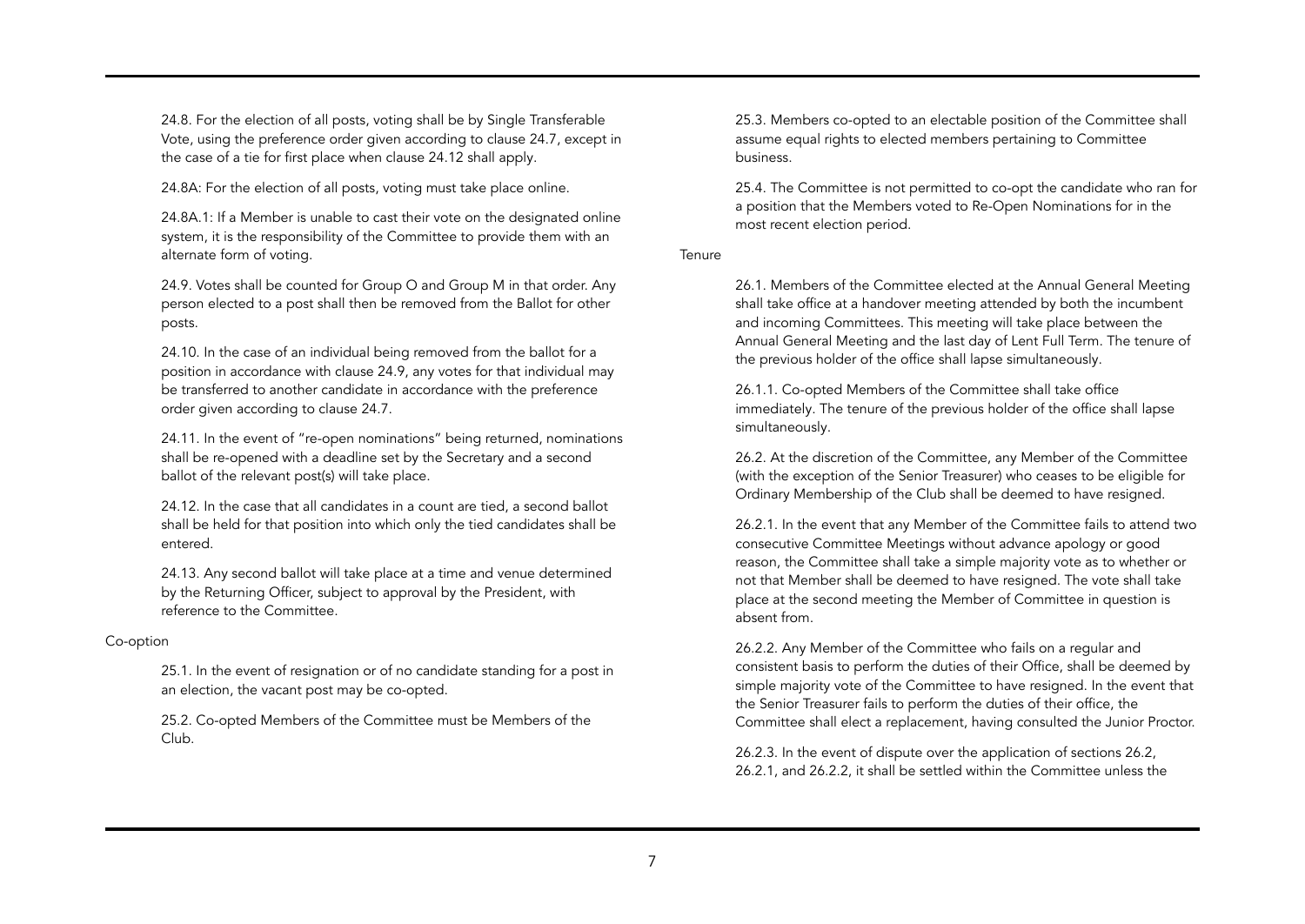24.8. For the election of all posts, voting shall be by Single Transferable Vote, using the preference order given according to clause 24.7, except in the case of a tie for first place when clause 24.12 shall apply.

24.8A: For the election of all posts, voting must take place online.

24.8A.1: If a Member is unable to cast their vote on the designated online system, it is the responsibility of the Committee to provide them with an alternate form of voting.

24.9. Votes shall be counted for Group O and Group M in that order. Any person elected to a post shall then be removed from the Ballot for other posts.

24.10. In the case of an individual being removed from the ballot for a position in accordance with clause 24.9, any votes for that individual may be transferred to another candidate in accordance with the preference order given according to clause 24.7.

24.11. In the event of "re-open nominations" being returned, nominations shall be re-opened with a deadline set by the Secretary and a second ballot of the relevant post(s) will take place.

24.12. In the case that all candidates in a count are tied, a second ballot shall be held for that position into which only the tied candidates shall be entered.

24.13. Any second ballot will take place at a time and venue determined by the Returning Officer, subject to approval by the President, with reference to the Committee.

## Co-option

25.1. In the event of resignation or of no candidate standing for a post in an election, the vacant post may be co-opted.

25.2. Co-opted Members of the Committee must be Members of the Club.

25.3. Members co-opted to an electable position of the Committee shall assume equal rights to elected members pertaining to Committee business.

25.4. The Committee is not permitted to co-opt the candidate who ran for a position that the Members voted to Re-Open Nominations for in the most recent election period.

## Tenure

26.1. Members of the Committee elected at the Annual General Meeting shall take office at a handover meeting attended by both the incumbent and incoming Committees. This meeting will take place between the Annual General Meeting and the last day of Lent Full Term. The tenure of the previous holder of the office shall lapse simultaneously.

26.1.1. Co-opted Members of the Committee shall take office immediately. The tenure of the previous holder of the office shall lapse simultaneously.

26.2. At the discretion of the Committee, any Member of the Committee (with the exception of the Senior Treasurer) who ceases to be eligible for Ordinary Membership of the Club shall be deemed to have resigned.

26.2.1. In the event that any Member of the Committee fails to attend two consecutive Committee Meetings without advance apology or good reason, the Committee shall take a simple majority vote as to whether or not that Member shall be deemed to have resigned. The vote shall take place at the second meeting the Member of Committee in question is absent from.

26.2.2. Any Member of the Committee who fails on a regular and consistent basis to perform the duties of their Office, shall be deemed by simple majority vote of the Committee to have resigned. In the event that the Senior Treasurer fails to perform the duties of their office, the Committee shall elect a replacement, having consulted the Junior Proctor.

26.2.3. In the event of dispute over the application of sections 26.2, 26.2.1, and 26.2.2, it shall be settled within the Committee unless the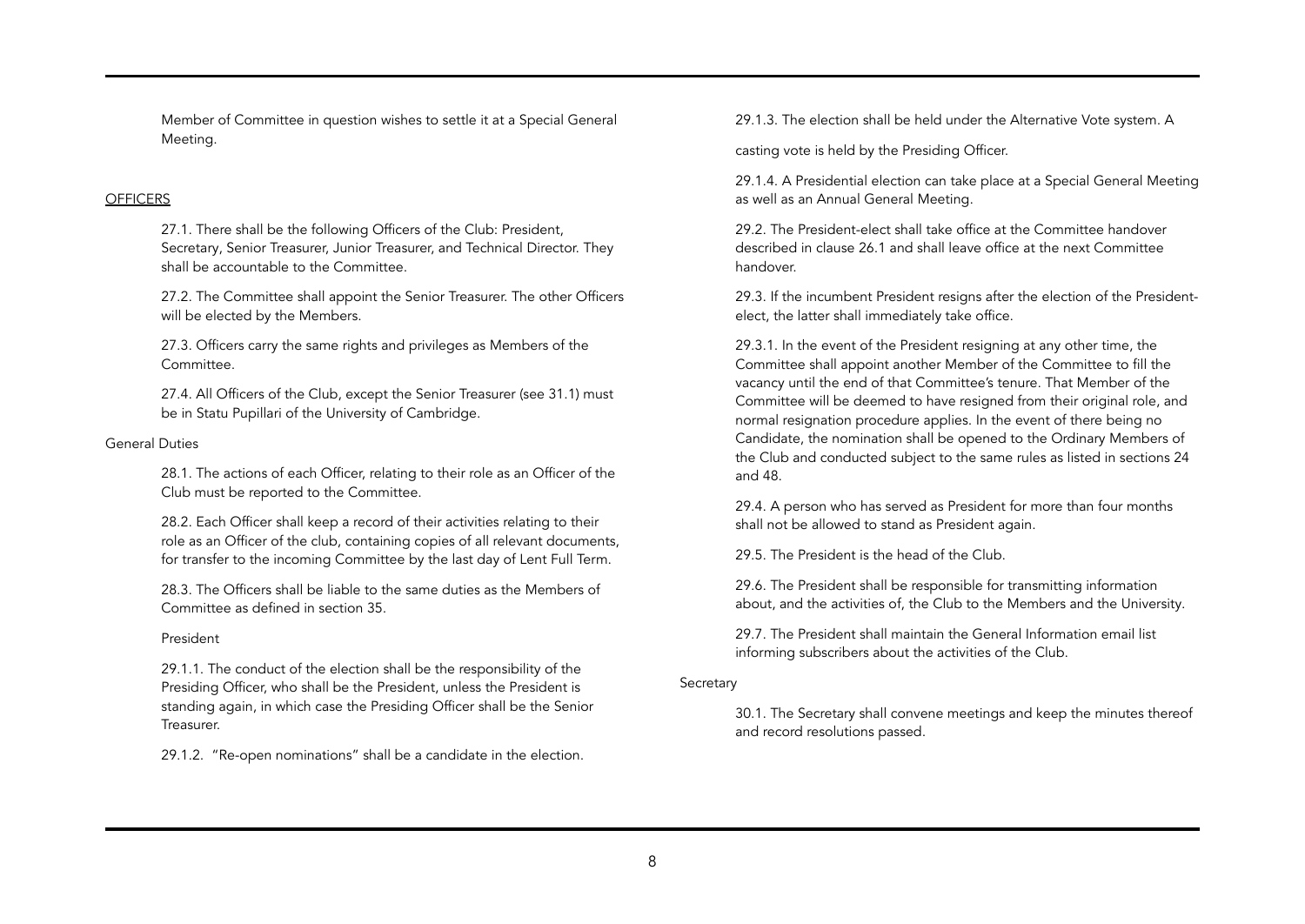Member of Committee in question wishes to settle it at a Special General Meeting.

## OFFICERS

27.1. There shall be the following Officers of the Club: President, Secretary, Senior Treasurer, Junior Treasurer, and Technical Director. They shall be accountable to the Committee.

27.2. The Committee shall appoint the Senior Treasurer. The other Officers will be elected by the Members.

27.3. Officers carry the same rights and privileges as Members of the Committee.

27.4. All Officers of the Club, except the Senior Treasurer (see 31.1) must be in Statu Pupillari of the University of Cambridge.

### General Duties

28.1. The actions of each Officer, relating to their role as an Officer of the Club must be reported to the Committee.

28.2. Each Officer shall keep a record of their activities relating to their role as an Officer of the club, containing copies of all relevant documents, for transfer to the incoming Committee by the last day of Lent Full Term.

28.3. The Officers shall be liable to the same duties as the Members of Committee as defined in section 35.

#### President

29.1.1. The conduct of the election shall be the responsibility of the Presiding Officer, who shall be the President, unless the President is standing again, in which case the Presiding Officer shall be the Senior Treasurer.

29.1.2. "Re-open nominations" shall be a candidate in the election.

29.1.3. The election shall be held under the Alternative Vote system. A casting vote is held by the Presiding Officer.

29.1.4. A Presidential election can take place at a Special General Meeting as well as an Annual General Meeting.

29.2. The President-elect shall take office at the Committee handover described in clause 26.1 and shall leave office at the next Committee handover.

29.3. If the incumbent President resigns after the election of the President-elect, the latter shall immediately take office.

29.3.1. In the event of the President resigning at any other time, the Committee shall appoint another Member of the Committee to fill the vacancy until the end of that Committee's tenure. That Member of the Committee will be deemed to have resigned from their original role, and normal resignation procedure applies. In the event of there being no Candidate, the nomination shall be opened to the Ordinary Members of the Club and conducted subject to the same rules as listed in sections 24 and 48.

29.4. A person who has served as President for more than four months shall not be allowed to stand as President again.

29.5. The President is the head of the Club.

29.6. The President shall be responsible for transmitting information about, and the activities of, the Club to the Members and the University.

29.7. The President shall maintain the General Information email list informing subscribers about the activities of the Club.

### Secretary

30.1. The Secretary shall convene meetings and keep the minutes thereof and record resolutions passed.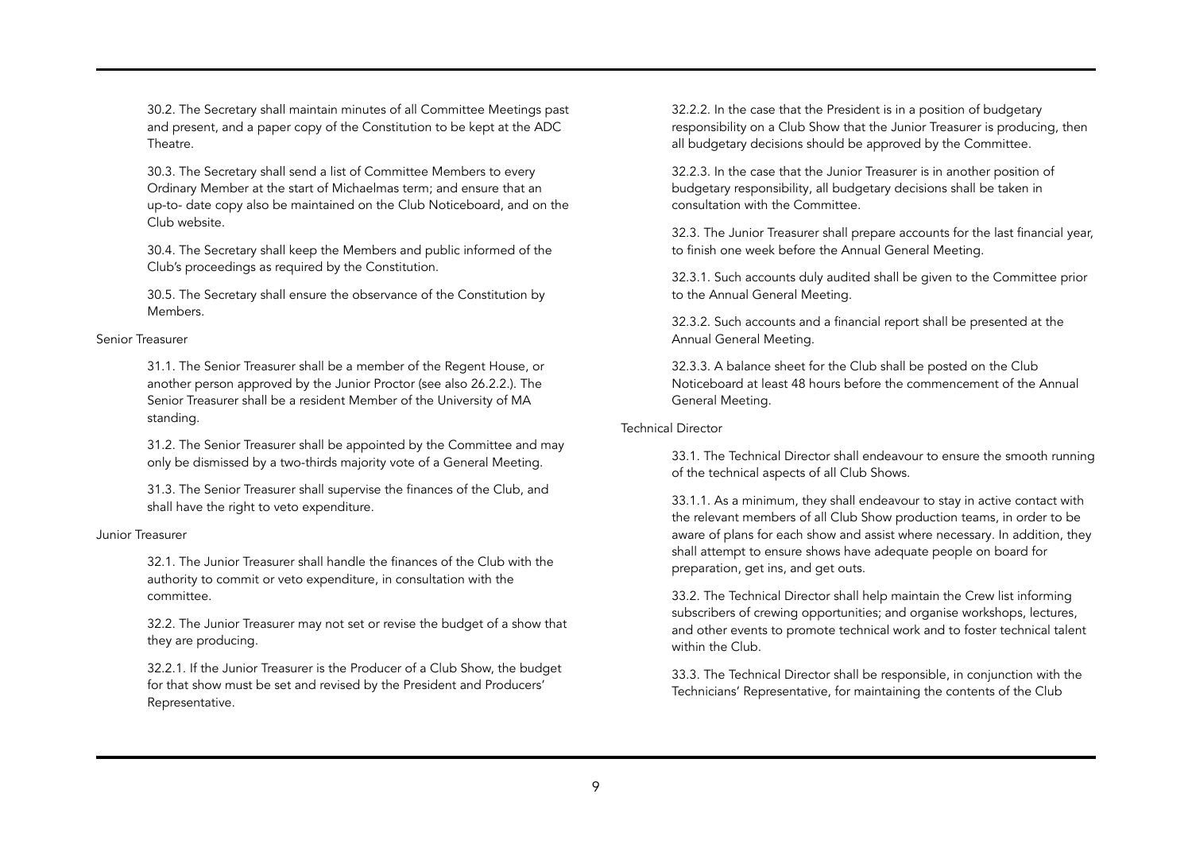30.2. The Secretary shall maintain minutes of all Committee Meetings past and present, and a paper copy of the Constitution to be kept at the ADC Theatre.

30.3. The Secretary shall send a list of Committee Members to every Ordinary Member at the start of Michaelmas term; and ensure that an up-to- date copy also be maintained on the Club Noticeboard, and on the Club website.

30.4. The Secretary shall keep the Members and public informed of the Club's proceedings as required by the Constitution.

30.5. The Secretary shall ensure the observance of the Constitution by Members.

### Senior Treasurer

31.1. The Senior Treasurer shall be a member of the Regent House, or another person approved by the Junior Proctor (see also 26.2.2.). The Senior Treasurer shall be a resident Member of the University of MA standing.

31.2. The Senior Treasurer shall be appointed by the Committee and may only be dismissed by a two-thirds majority vote of a General Meeting.

31.3. The Senior Treasurer shall supervise the finances of the Club, and shall have the right to veto expenditure.

### Junior Treasurer

32.1. The Junior Treasurer shall handle the finances of the Club with the authority to commit or veto expenditure, in consultation with the committee.

32.2. The Junior Treasurer may not set or revise the budget of a show that they are producing.

32.2.1. If the Junior Treasurer is the Producer of a Club Show, the budget for that show must be set and revised by the President and Producers' Representative.

32.2.2. In the case that the President is in a position of budgetary responsibility on a Club Show that the Junior Treasurer is producing, then all budgetary decisions should be approved by the Committee.

32.2.3. In the case that the Junior Treasurer is in another position of budgetary responsibility, all budgetary decisions shall be taken in consultation with the Committee.

32.3. The Junior Treasurer shall prepare accounts for the last financial year, to finish one week before the Annual General Meeting.

32.3.1. Such accounts duly audited shall be given to the Committee prior to the Annual General Meeting.

32.3.2. Such accounts and a financial report shall be presented at the Annual General Meeting.

32.3.3. A balance sheet for the Club shall be posted on the Club Noticeboard at least 48 hours before the commencement of the Annual General Meeting.

### Technical Director

33.1. The Technical Director shall endeavour to ensure the smooth running of the technical aspects of all Club Shows.

33.1.1. As a minimum, they shall endeavour to stay in active contact with the relevant members of all Club Show production teams, in order to be aware of plans for each show and assist where necessary. In addition, they shall attempt to ensure shows have adequate people on board for preparation, get ins, and get outs.

33.2. The Technical Director shall help maintain the Crew list informing subscribers of crewing opportunities; and organise workshops, lectures, and other events to promote technical work and to foster technical talent within the Club.

33.3. The Technical Director shall be responsible, in conjunction with the Technicians' Representative, for maintaining the contents of the Club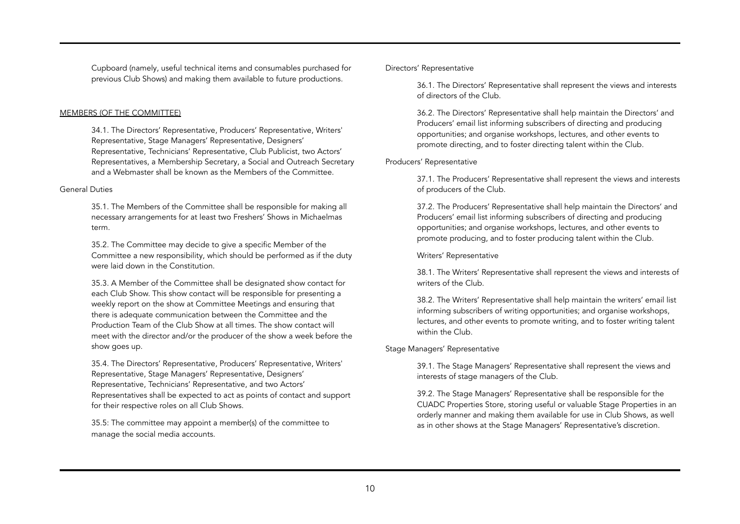Cupboard (namely, useful technical items and consumables purchased for previous Club Shows) and making them available to future productions.

## MEMBERS (OF THE COMMITTEE)

34.1. The Directors' Representative, Producers' Representative, Writers' Representative, Stage Managers' Representative, Designers' Representative, Technicians' Representative, Club Publicist, two Actors' Representatives, a Membership Secretary, a Social and Outreach Secretary and a Webmaster shall be known as the Members of the Committee.

### General Duties

35.1. The Members of the Committee shall be responsible for making all necessary arrangements for at least two Freshers' Shows in Michaelmas term.

35.2. The Committee may decide to give a specific Member of the Committee a new responsibility, which should be performed as if the duty were laid down in the Constitution.

35.3. A Member of the Committee shall be designated show contact for each Club Show. This show contact will be responsible for presenting a weekly report on the show at Committee Meetings and ensuring that there is adequate communication between the Committee and the Production Team of the Club Show at all times. The show contact will meet with the director and/or the producer of the show a week before the show goes up.

35.4. The Directors' Representative, Producers' Representative, Writers' Representative, Stage Managers' Representative, Designers' Representative, Technicians' Representative, and two Actors' Representatives shall be expected to act as points of contact and support for their respective roles on all Club Shows.

35.5: The committee may appoint a member(s) of the committee to manage the social media accounts.

### Directors' Representative

36.1. The Directors' Representative shall represent the views and interests of directors of the Club.

36.2. The Directors' Representative shall help maintain the Directors' and Producers' email list informing subscribers of directing and producing opportunities; and organise workshops, lectures, and other events to promote directing, and to foster directing talent within the Club.

### Producers' Representative

37.1. The Producers' Representative shall represent the views and interests of producers of the Club.

37.2. The Producers' Representative shall help maintain the Directors' and Producers' email list informing subscribers of directing and producing opportunities; and organise workshops, lectures, and other events to promote producing, and to foster producing talent within the Club.

### Writers' Representative

38.1. The Writers' Representative shall represent the views and interests of writers of the Club.

38.2. The Writers' Representative shall help maintain the writers' email list informing subscribers of writing opportunities; and organise workshops, lectures, and other events to promote writing, and to foster writing talent within the Club.

### Stage Managers' Representative

39.1. The Stage Managers' Representative shall represent the views and interests of stage managers of the Club.

39.2. The Stage Managers' Representative shall be responsible for the CUADC Properties Store, storing useful or valuable Stage Properties in an orderly manner and making them available for use in Club Shows, as well as in other shows at the Stage Managers' Representative's discretion.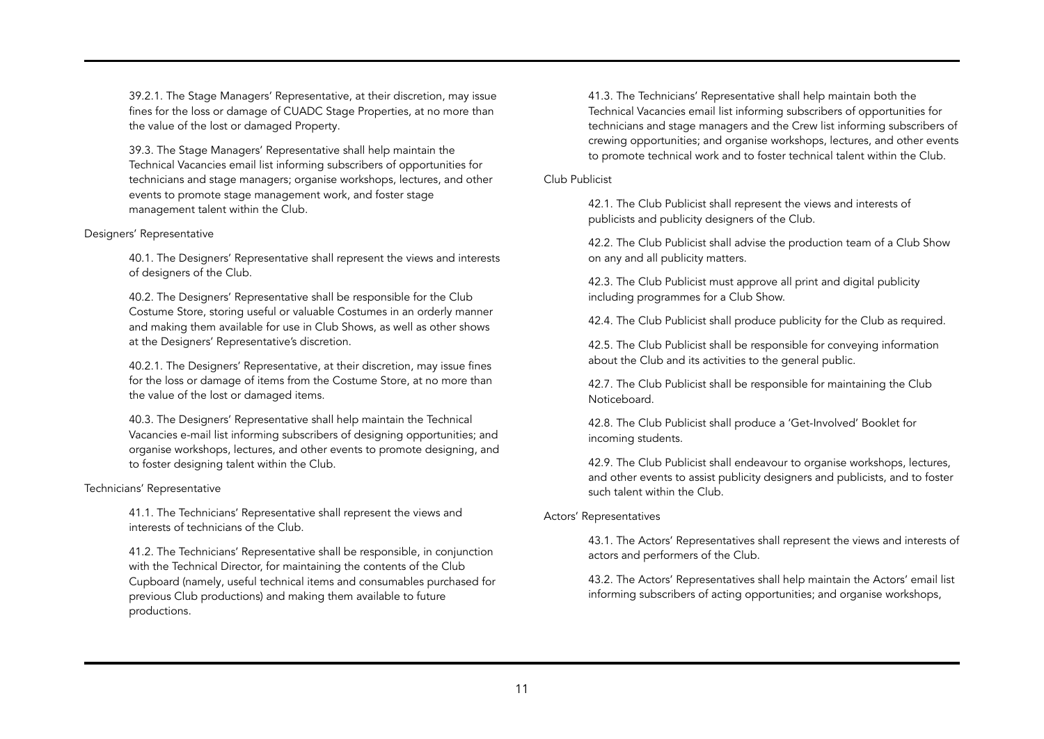39.2.1. The Stage Managers' Representative, at their discretion, may issue fines for the loss or damage of CUADC Stage Properties, at no more than the value of the lost or damaged Property.

39.3. The Stage Managers' Representative shall help maintain the Technical Vacancies email list informing subscribers of opportunities for technicians and stage managers; organise workshops, lectures, and other events to promote stage management work, and foster stage management talent within the Club.

### Designers' Representative

40.1. The Designers' Representative shall represent the views and interests of designers of the Club.

40.2. The Designers' Representative shall be responsible for the Club Costume Store, storing useful or valuable Costumes in an orderly manner and making them available for use in Club Shows, as well as other shows at the Designers' Representative's discretion.

40.2.1. The Designers' Representative, at their discretion, may issue fines for the loss or damage of items from the Costume Store, at no more than the value of the lost or damaged items.

40.3. The Designers' Representative shall help maintain the Technical Vacancies e-mail list informing subscribers of designing opportunities; and organise workshops, lectures, and other events to promote designing, and to foster designing talent within the Club.

### Technicians' Representative

41.1. The Technicians' Representative shall represent the views and interests of technicians of the Club.

41.2. The Technicians' Representative shall be responsible, in conjunction with the Technical Director, for maintaining the contents of the Club Cupboard (namely, useful technical items and consumables purchased for previous Club productions) and making them available to future productions.

41.3. The Technicians' Representative shall help maintain both the Technical Vacancies email list informing subscribers of opportunities for technicians and stage managers and the Crew list informing subscribers of crewing opportunities; and organise workshops, lectures, and other events to promote technical work and to foster technical talent within the Club.

### Club Publicist

42.1. The Club Publicist shall represent the views and interests of publicists and publicity designers of the Club.

42.2. The Club Publicist shall advise the production team of a Club Show on any and all publicity matters.

42.3. The Club Publicist must approve all print and digital publicity including programmes for a Club Show.

42.4. The Club Publicist shall produce publicity for the Club as required.

42.5. The Club Publicist shall be responsible for conveying information about the Club and its activities to the general public.

42.7. The Club Publicist shall be responsible for maintaining the Club Noticeboard.

42.8. The Club Publicist shall produce a 'Get-Involved' Booklet for incoming students.

42.9. The Club Publicist shall endeavour to organise workshops, lectures, and other events to assist publicity designers and publicists, and to foster such talent within the Club.

### Actors' Representatives

43.1. The Actors' Representatives shall represent the views and interests of actors and performers of the Club.

43.2. The Actors' Representatives shall help maintain the Actors' email list informing subscribers of acting opportunities; and organise workshops,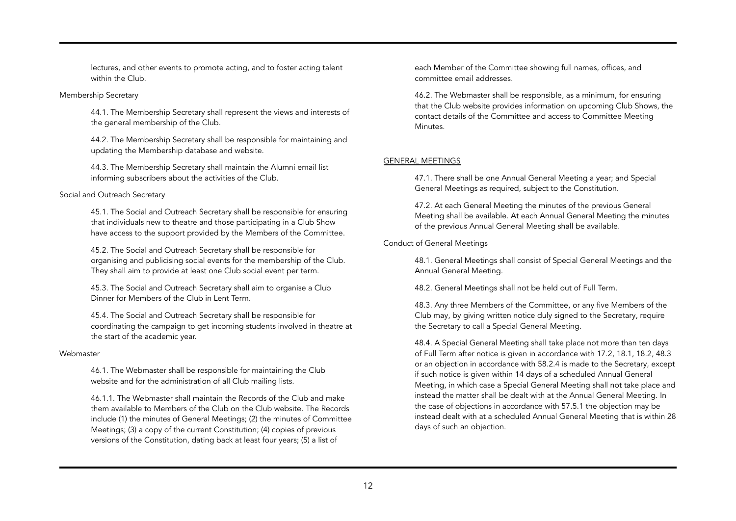lectures, and other events to promote acting, and to foster acting talent within the Club.

Membership Secretary

44.1. The Membership Secretary shall represent the views and interests of the general membership of the Club.

44.2. The Membership Secretary shall be responsible for maintaining and updating the Membership database and website.

44.3. The Membership Secretary shall maintain the Alumni email list informing subscribers about the activities of the Club.

Social and Outreach Secretary

45.1. The Social and Outreach Secretary shall be responsible for ensuring that individuals new to theatre and those participating in a Club Show have access to the support provided by the Members of the Committee.

45.2. The Social and Outreach Secretary shall be responsible for organising and publicising social events for the membership of the Club. They shall aim to provide at least one Club social event per term.

45.3. The Social and Outreach Secretary shall aim to organise a Club Dinner for Members of the Club in Lent Term.

45.4. The Social and Outreach Secretary shall be responsible for coordinating the campaign to get incoming students involved in theatre at the start of the academic year.

Webmaster

46.1. The Webmaster shall be responsible for maintaining the Club website and for the administration of all Club mailing lists.

46.1.1. The Webmaster shall maintain the Records of the Club and make them available to Members of the Club on the Club website. The Records include (1) the minutes of General Meetings; (2) the minutes of Committee Meetings; (3) a copy of the current Constitution; (4) copies of previous versions of the Constitution, dating back at least four years; (5) a list of each Member of the Committee showing full names, offices, and committee email addresses.

46.2. The Webmaster shall be responsible, as a minimum, for ensuring that the Club website provides information on upcoming Club Shows, the contact details of the Committee and access to Committee Meeting Minutes.

## GENERAL MEETINGS

47.1. There shall be one Annual General Meeting a year; and Special General Meetings as required, subject to the Constitution.

47.2. At each General Meeting the minutes of the previous General Meeting shall be available. At each Annual General Meeting the minutes of the previous Annual General Meeting shall be available.

Conduct of General Meetings

48.1. General Meetings shall consist of Special General Meetings and the Annual General Meeting.

48.2. General Meetings shall not be held out of Full Term.

48.3. Any three Members of the Committee, or any five Members of the Club may, by giving written notice duly signed to the Secretary, require the Secretary to call a Special General Meeting.

48.4. A Special General Meeting shall take place not more than ten days of Full Term after notice is given in accordance with 17.2, 18.1, 18.2, 48.3 or an objection in accordance with 58.2.4 is made to the Secretary, except if such notice is given within 14 days of a scheduled Annual General Meeting, in which case a Special General Meeting shall not take place and instead the matter shall be dealt with at the Annual General Meeting. In the case of objections in accordance with 57.5.1 the objection may be instead dealt with at a scheduled Annual General Meeting that is within 28 days of such an objection.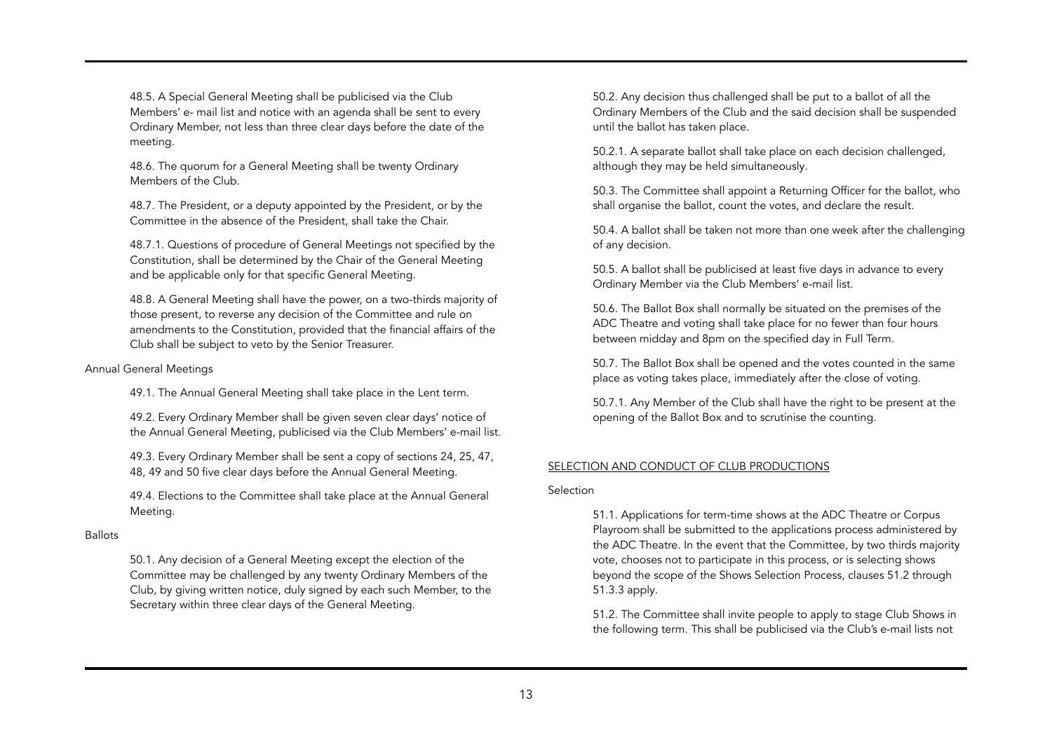48.5. A Special General Meeting shall be publicised via the Club Members' e- mail list and notice with an agenda shall be sent to every Ordinary Member, not less than three clear days before the date of the meeting.

48.6. The quorum for a General Meeting shall be twenty Ordinary Members of the Club.

48.7. The President, or a deputy appointed by the President, or by the Committee in the absence of the President, shall take the Chair.

48.7.1. Questions of procedure of General Meetings not specified by the Constitution, shall be determined by the Chair of the General Meeting and be applicable only for that specific General Meeting.

48.8. A General Meeting shall have the power, on a two-thirds majority of those present, to reverse any decision of the Committee and rule on amendments to the Constitution, provided that the financial affairs of the Club shall be subject to veto by the Senior Treasurer.

Annual General Meetings

49.1. The Annual General Meeting shall take place in the Lent term.

49.2. Every Ordinary Member shall be given seven clear days' notice of the Annual General Meeting, publicised via the Club Members' e-mail list.

49.3. Every Ordinary Member shall be sent a copy of sections 24, 25, 47, 48, 49 and 50 five clear days before the Annual General Meeting.

49.4. Elections to the Committee shall take place at the Annual General Meeting.

Ballots

50.1. Any decision of a General Meeting except the election of the Committee may be challenged by any twenty Ordinary Members of the Club, by giving written notice, duly signed by each such Member, to the Secretary within three clear days of the General Meeting.

50.2. Any decision thus challenged shall be put to a ballot of all the Ordinary Members of the Club and the said decision shall be suspended until the ballot has taken place.

50.2.1. A separate ballot shall take place on each decision challenged, although they may be held simultaneously.

50.3. The Committee shall appoint a Returning Officer for the ballot, who shall organise the ballot, count the votes, and declare the result.

50.4. A ballot shall be taken not more than one week after the challenging of any decision.

50.5. A ballot shall be publicised at least five days in advance to every Ordinary Member via the Club Members' e-mail list.

50.6. The Ballot Box shall normally be situated on the premises of the ADC Theatre and voting shall take place for no fewer than four hours between midday and 8pm on the specified day in Full Term.

50.7. The Ballot Box shall be opened and the votes counted in the same place as voting takes place, immediately after the close of voting.

50.7.1. Any Member of the Club shall have the right to be present at the opening of the Ballot Box and to scrutinise the counting.

## SELECTION AND CONDUCT OF CLUB PRODUCTIONS

Selection

51.1. Applications for term-time shows at the ADC Theatre or Corpus Playroom shall be submitted to the applications process administered by the ADC Theatre. In the event that the Committee, by two thirds majority vote, chooses not to participate in this process, or is selecting shows beyond the scope of the Shows Selection Process, clauses 51.2 through 51.3.3 apply.

51.2. The Committee shall invite people to apply to stage Club Shows in the following term. This shall be publicised via the Club's e-mail lists not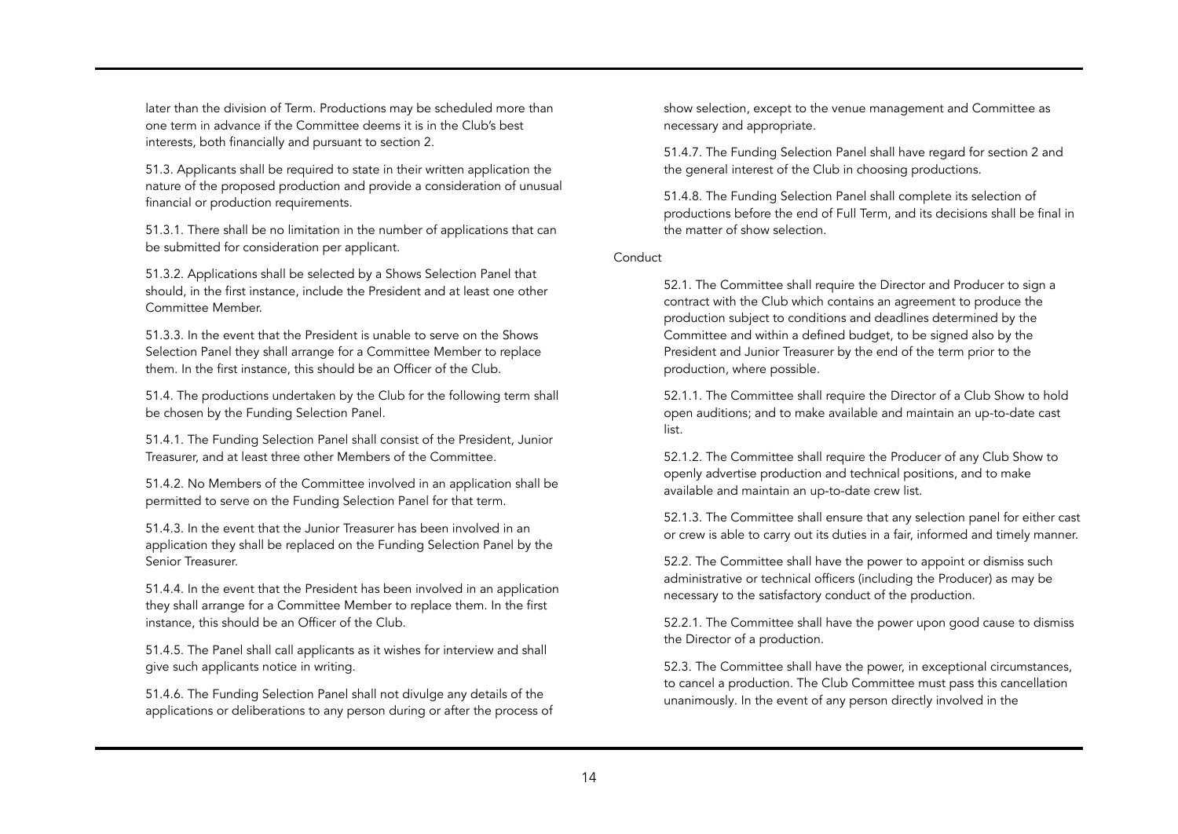later than the division of Term. Productions may be scheduled more than one term in advance if the Committee deems it is in the Club's best interests, both financially and pursuant to section 2.

51.3. Applicants shall be required to state in their written application the nature of the proposed production and provide a consideration of unusual financial or production requirements.

51.3.1. There shall be no limitation in the number of applications that can be submitted for consideration per applicant.

51.3.2. Applications shall be selected by a Shows Selection Panel that should, in the first instance, include the President and at least one other Committee Member.

51.3.3. In the event that the President is unable to serve on the Shows Selection Panel they shall arrange for a Committee Member to replace them. In the first instance, this should be an Officer of the Club.

51.4. The productions undertaken by the Club for the following term shall be chosen by the Funding Selection Panel.

51.4.1. The Funding Selection Panel shall consist of the President, Junior Treasurer, and at least three other Members of the Committee.

51.4.2. No Members of the Committee involved in an application shall be permitted to serve on the Funding Selection Panel for that term.

51.4.3. In the event that the Junior Treasurer has been involved in an application they shall be replaced on the Funding Selection Panel by the Senior Treasurer.

51.4.4. In the event that the President has been involved in an application they shall arrange for a Committee Member to replace them. In the first instance, this should be an Officer of the Club.

51.4.5. The Panel shall call applicants as it wishes for interview and shall give such applicants notice in writing.

51.4.6. The Funding Selection Panel shall not divulge any details of the applications or deliberations to any person during or after the process of show selection, except to the venue management and Committee as necessary and appropriate.

51.4.7. The Funding Selection Panel shall have regard for section 2 and the general interest of the Club in choosing productions.

51.4.8. The Funding Selection Panel shall complete its selection of productions before the end of Full Term, and its decisions shall be final in the matter of show selection.

Conduct

52.1. The Committee shall require the Director and Producer to sign a contract with the Club which contains an agreement to produce the production subject to conditions and deadlines determined by the Committee and within a defined budget, to be signed also by the President and Junior Treasurer by the end of the term prior to the production, where possible.

52.1.1. The Committee shall require the Director of a Club Show to hold open auditions; and to make available and maintain an up-to-date cast list.

52.1.2. The Committee shall require the Producer of any Club Show to openly advertise production and technical positions, and to make available and maintain an up-to-date crew list.

52.1.3. The Committee shall ensure that any selection panel for either cast or crew is able to carry out its duties in a fair, informed and timely manner.

52.2. The Committee shall have the power to appoint or dismiss such administrative or technical officers (including the Producer) as may be necessary to the satisfactory conduct of the production.

52.2.1. The Committee shall have the power upon good cause to dismiss the Director of a production.

52.3. The Committee shall have the power, in exceptional circumstances, to cancel a production. The Club Committee must pass this cancellation unanimously. In the event of any person directly involved in the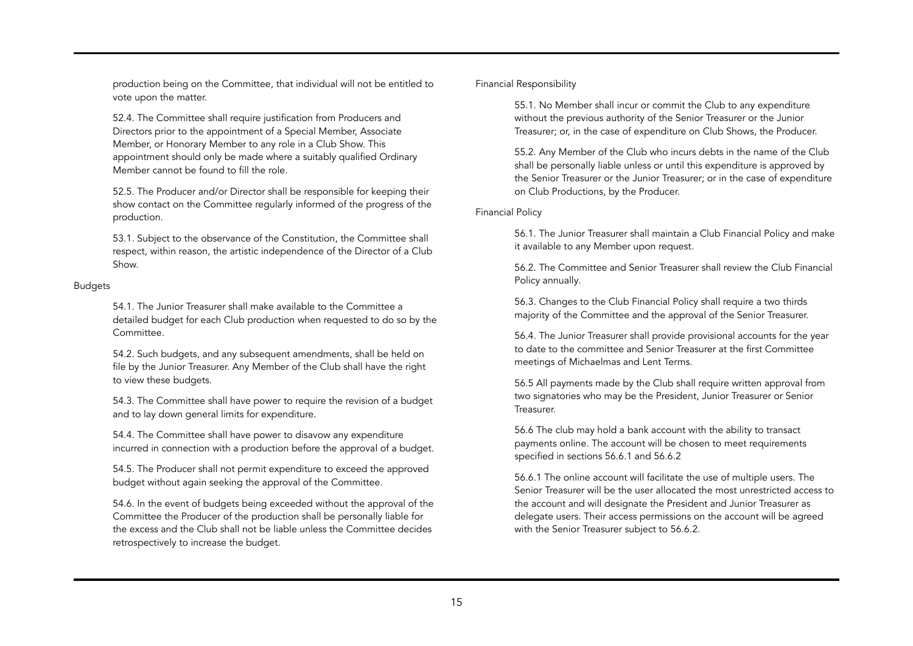production being on the Committee, that individual will not be entitled to vote upon the matter.

52.4. The Committee shall require justification from Producers and Directors prior to the appointment of a Special Member, Associate Member, or Honorary Member to any role in a Club Show. This appointment should only be made where a suitably qualified Ordinary Member cannot be found to fill the role.

52.5. The Producer and/or Director shall be responsible for keeping their show contact on the Committee regularly informed of the progress of the production.

53.1. Subject to the observance of the Constitution, the Committee shall respect, within reason, the artistic independence of the Director of a Club Show.

### Budgets

54.1. The Junior Treasurer shall make available to the Committee a detailed budget for each Club production when requested to do so by the Committee.

54.2. Such budgets, and any subsequent amendments, shall be held on file by the Junior Treasurer. Any Member of the Club shall have the right to view these budgets.

54.3. The Committee shall have power to require the revision of a budget and to lay down general limits for expenditure.

54.4. The Committee shall have power to disavow any expenditure incurred in connection with a production before the approval of a budget.

54.5. The Producer shall not permit expenditure to exceed the approved budget without again seeking the approval of the Committee.

54.6. In the event of budgets being exceeded without the approval of the Committee the Producer of the production shall be personally liable for the excess and the Club shall not be liable unless the Committee decides retrospectively to increase the budget.

### Financial Responsibility

55.1. No Member shall incur or commit the Club to any expenditure without the previous authority of the Senior Treasurer or the Junior Treasurer; or, in the case of expenditure on Club Shows, the Producer.

55.2. Any Member of the Club who incurs debts in the name of the Club shall be personally liable unless or until this expenditure is approved by the Senior Treasurer or the Junior Treasurer; or in the case of expenditure on Club Productions, by the Producer.

### Financial Policy

56.1. The Junior Treasurer shall maintain a Club Financial Policy and make it available to any Member upon request.

56.2. The Committee and Senior Treasurer shall review the Club Financial Policy annually.

56.3. Changes to the Club Financial Policy shall require a two thirds majority of the Committee and the approval of the Senior Treasurer.

56.4. The Junior Treasurer shall provide provisional accounts for the year to date to the committee and Senior Treasurer at the first Committee meetings of Michaelmas and Lent Terms.

56.5 All payments made by the Club shall require written approval from two signatories who may be the President, Junior Treasurer or Senior Treasurer.

56.6 The club may hold a bank account with the ability to transact payments online. The account will be chosen to meet requirements specified in sections 56.6.1 and 56.6.2

56.6.1 The online account will facilitate the use of multiple users. The Senior Treasurer will be the user allocated the most unrestricted access to the account and will designate the President and Junior Treasurer as delegate users. Their access permissions on the account will be agreed with the Senior Treasurer subject to 56.6.2.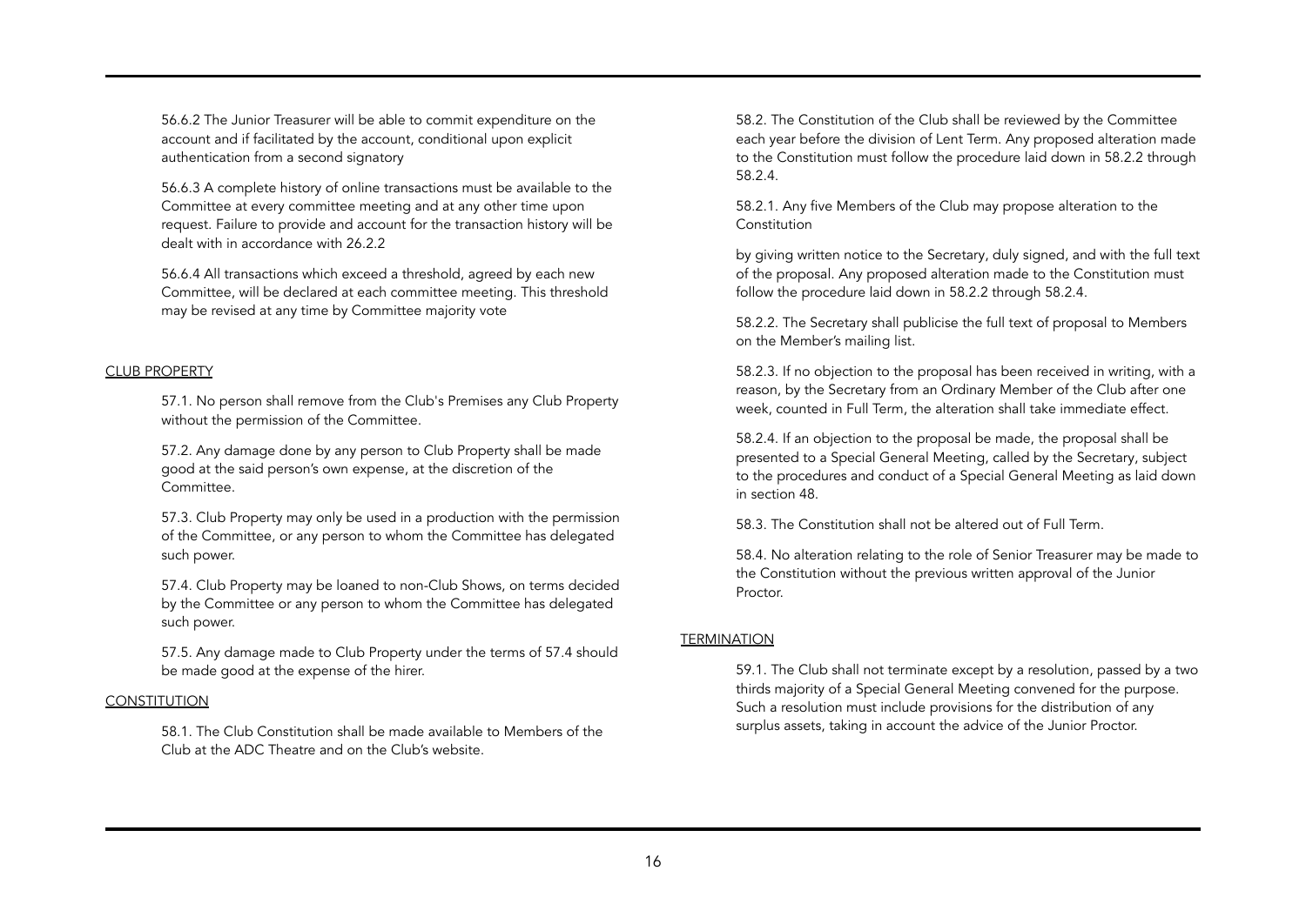56.6.2 The Junior Treasurer will be able to commit expenditure on the account and if facilitated by the account, conditional upon explicit authentication from a second signatory

56.6.3 A complete history of online transactions must be available to the Committee at every committee meeting and at any other time upon request. Failure to provide and account for the transaction history will be dealt with in accordance with 26.2.2

56.6.4 All transactions which exceed a threshold, agreed by each new Committee, will be declared at each committee meeting. This threshold may be revised at any time by Committee majority vote

## CLUB PROPERTY

57.1. No person shall remove from the Club's Premises any Club Property without the permission of the Committee.

57.2. Any damage done by any person to Club Property shall be made good at the said person's own expense, at the discretion of the Committee.

57.3. Club Property may only be used in a production with the permission of the Committee, or any person to whom the Committee has delegated such power.

57.4. Club Property may be loaned to non-Club Shows, on terms decided by the Committee or any person to whom the Committee has delegated such power.

57.5. Any damage made to Club Property under the terms of 57.4 should be made good at the expense of the hirer.

## CONSTITUTION

58.1. The Club Constitution shall be made available to Members of the Club at the ADC Theatre and on the Club's website.

58.2. The Constitution of the Club shall be reviewed by the Committee each year before the division of Lent Term. Any proposed alteration made to the Constitution must follow the procedure laid down in 58.2.2 through 58.2.4.

58.2.1. Any five Members of the Club may propose alteration to the Constitution

by giving written notice to the Secretary, duly signed, and with the full text of the proposal. Any proposed alteration made to the Constitution must follow the procedure laid down in 58.2.2 through 58.2.4.

58.2.2. The Secretary shall publicise the full text of proposal to Members on the Member's mailing list.

58.2.3. If no objection to the proposal has been received in writing, with a reason, by the Secretary from an Ordinary Member of the Club after one week, counted in Full Term, the alteration shall take immediate effect.

58.2.4. If an objection to the proposal be made, the proposal shall be presented to a Special General Meeting, called by the Secretary, subject to the procedures and conduct of a Special General Meeting as laid down in section 48.

58.3. The Constitution shall not be altered out of Full Term.

58.4. No alteration relating to the role of Senior Treasurer may be made to the Constitution without the previous written approval of the Junior Proctor.

## TERMINATION

59.1. The Club shall not terminate except by a resolution, passed by a two thirds majority of a Special General Meeting convened for the purpose. Such a resolution must include provisions for the distribution of any surplus assets, taking in account the advice of the Junior Proctor.